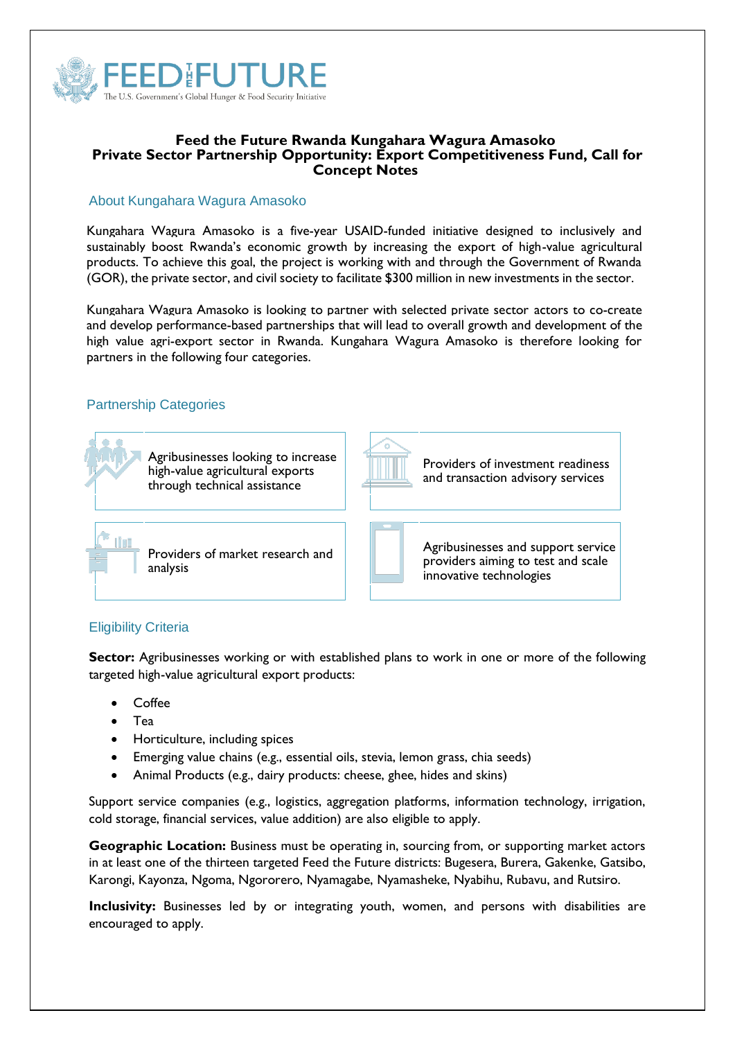FEED THE FUTURE
The U.S. Government's Global Hunger & Food Security Initiative

# Feed the Future Rwanda Kungahara Wagura Amasoko
# Private Sector Partnership Opportunity: Export Competitiveness Fund, Call for Concept Notes

## About Kungahara Wagura Amasoko

Kungahara Wagura Amasoko is a five-year USAID-funded initiative designed to inclusively and sustainably boost Rwanda's economic growth by increasing the export of high-value agricultural products. To achieve this goal, the project is working with and through the Government of Rwanda (GOR), the private sector, and civil society to facilitate $300 million in new investments in the sector.

Kungahara Wagura Amasoko is looking to partner with selected private sector actors to co-create and develop performance-based partnerships that will lead to overall growth and development of the high value agri-export sector in Rwanda. Kungahara Wagura Amasoko is therefore looking for partners in the following four categories.

## Partnership Categories

- Agribusinesses looking to increase high-value agricultural exports through technical assistance
- Providers of investment readiness and transaction advisory services
- Providers of market research and analysis
- Agribusinesses and support service providers aiming to test and scale innovative technologies

## Eligibility Criteria

**Sector:** Agribusinesses working or with established plans to work in one or more of the following targeted high-value agricultural export products:

- Coffee
- Tea
- Horticulture, including spices
- Emerging value chains (e.g., essential oils, stevia, lemon grass, chia seeds)
- Animal Products (e.g., dairy products: cheese, ghee, hides and skins)

Support service companies (e.g., logistics, aggregation platforms, information technology, irrigation, cold storage, financial services, value addition) are also eligible to apply.

**Geographic Location:** Business must be operating in, sourcing from, or supporting market actors in at least one of the thirteen targeted Feed the Future districts: Bugesera, Burera, Gakenke, Gatsibo, Karongi, Kayonza, Ngoma, Ngororero, Nyamagabe, Nyamasheke, Nyabihu, Rubavu, and Rutsiro.

**Inclusivity:** Businesses led by or integrating youth, women, and persons with disabilities are encouraged to apply.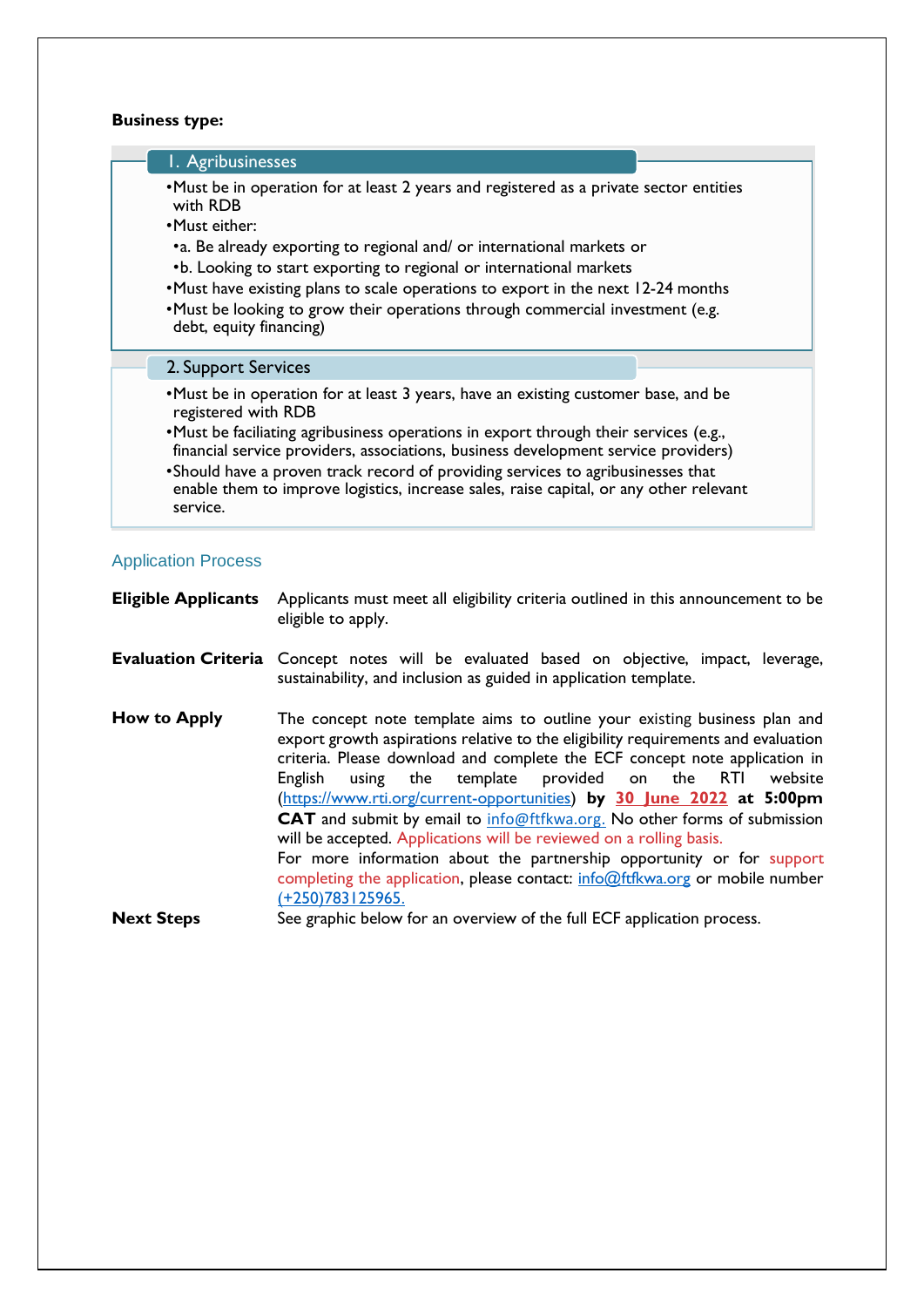**Business type:**

### 1. Agribusinesses

- Must be in operation for at least 2 years and registered as a private sector entities with RDB
- Must either:
  - a. Be already exporting to regional and/ or international markets or
  - b. Looking to start exporting to regional or international markets
- Must have existing plans to scale operations to export in the next 12-24 months
- Must be looking to grow their operations through commercial investment (e.g. debt, equity financing)

### 2. Support Services

- Must be in operation for at least 3 years, have an existing customer base, and be registered with RDB
- Must be faciliating agribusiness operations in export through their services (e.g., financial service providers, associations, business development service providers)
- Should have a proven track record of providing services to agribusinesses that enable them to improve logistics, increase sales, raise capital, or any other relevant service.

## Application Process

**Eligible Applicants** Applicants must meet all eligibility criteria outlined in this announcement to be eligible to apply.

**Evaluation Criteria** Concept notes will be evaluated based on objective, impact, leverage, sustainability, and inclusion as guided in application template.

**How to Apply** The concept note template aims to outline your existing business plan and export growth aspirations relative to the eligibility requirements and evaluation criteria. Please download and complete the ECF concept note application in English using the template provided on the RTI website (https://www.rti.org/current-opportunities) **by 30 June 2022 at 5:00pm CAT** and submit by email to info@ftfkwa.org. No other forms of submission will be accepted. Applications will be reviewed on a rolling basis.
For more information about the partnership opportunity or for support completing the application, please contact: info@ftfkwa.org or mobile number (+250)783125965.

**Next Steps** See graphic below for an overview of the full ECF application process.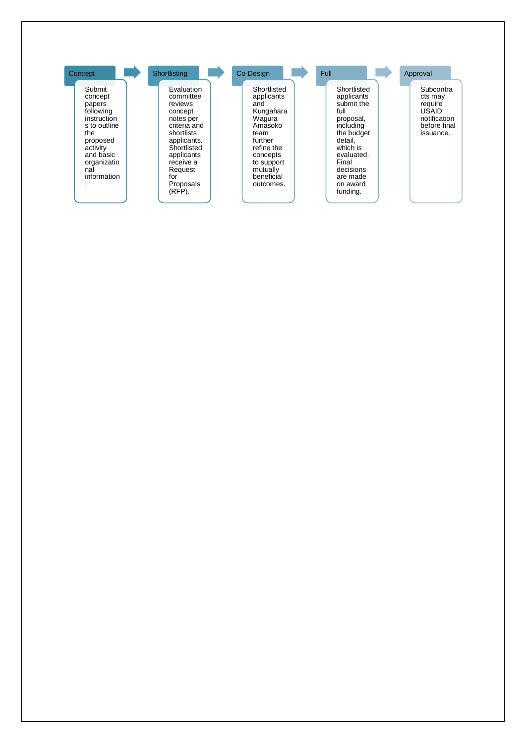**Concept**

Submit concept papers following instructions to outline the proposed activity and basic organizational information.

**Shortlisting**

Evaluation committee reviews concept notes per criteria and shortlists applicants. Shortlisted applicants receive a Request for Proposals (RFP).

**Co-Design**

Shortlisted applicants and Kungahara Wagura Amasoko team further refine the concepts to support mutually beneficial outcomes.

**Full**

Shortlisted applicants submit the full proposal, including the budget detail, which is evaluated. Final decisions are made on award funding.

**Approval**

Subcontracts may require USAID notification before final issuance.